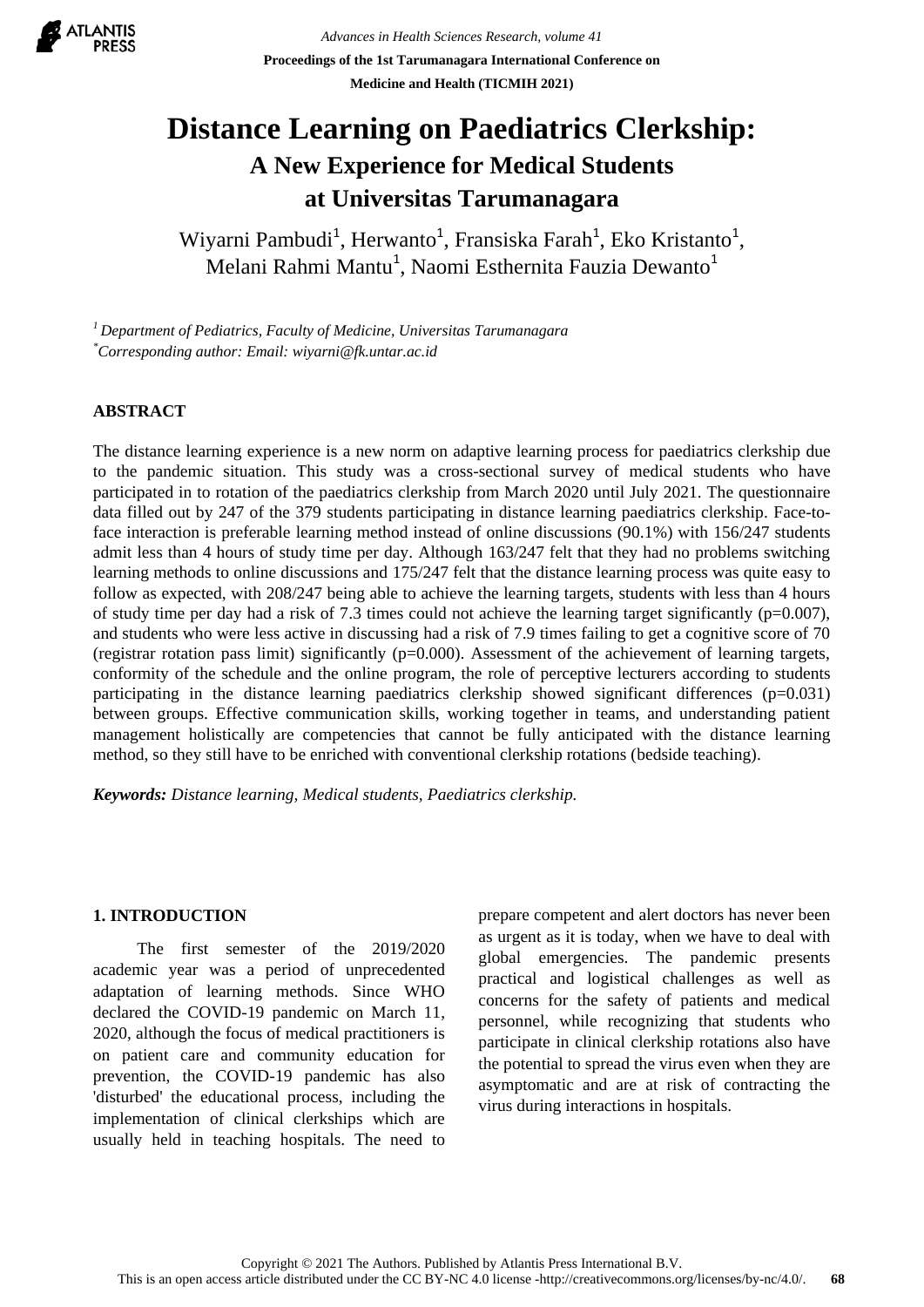# Distance Learning on Paediatrics Clerkship:

## A New Experience for Medical Students at Universitas Tarumanagara

Wiyarni Pambudi[1], Herwanto[1], Fransiska Farah[1], Eko Kristanto[1], Melani Rahmi Mantu[1], Naomi Esthernita Fauzia Dewanto[1]

[1] *Department of Pediatrics, Faculty of Medicine, Universitas Tarumanagara*
[*] *Corresponding author: Email: wiyarni@fk.untar.ac.id*

## ABSTRACT

The distance learning experience is a new norm on adaptive learning process for paediatrics clerkship due to the pandemic situation. This study was a cross-sectional survey of medical students who have participated in to rotation of the paediatrics clerkship from March 2020 until July 2021. The questionnaire data filled out by 247 of the 379 students participating in distance learning paediatrics clerkship. Face-to-face interaction is preferable learning method instead of online discussions (90.1%) with 156/247 students admit less than 4 hours of study time per day. Although 163/247 felt that they had no problems switching learning methods to online discussions and 175/247 felt that the distance learning process was quite easy to follow as expected, with 208/247 being able to achieve the learning targets, students with less than 4 hours of study time per day had a risk of 7.3 times could not achieve the learning target significantly ($p=0.007$), and students who were less active in discussing had a risk of 7.9 times failing to get a cognitive score of 70 (registrar rotation pass limit) significantly ($p=0.000$). Assessment of the achievement of learning targets, conformity of the schedule and the online program, the role of perceptive lecturers according to students participating in the distance learning paediatrics clerkship showed significant differences ($p=0.031$) between groups. Effective communication skills, working together in teams, and understanding patient management holistically are competencies that cannot be fully anticipated with the distance learning method, so they still have to be enriched with conventional clerkship rotations (bedside teaching).

***Keywords:*** *Distance learning, Medical students, Paediatrics clerkship.*

## 1. INTRODUCTION

The first semester of the 2019/2020 academic year was a period of unprecedented adaptation of learning methods. Since WHO declared the COVID-19 pandemic on March 11, 2020, although the focus of medical practitioners is on patient care and community education for prevention, the COVID-19 pandemic has also 'disturbed' the educational process, including the implementation of clinical clerkships which are usually held in teaching hospitals. The need to prepare competent and alert doctors has never been as urgent as it is today, when we have to deal with global emergencies. The pandemic presents practical and logistical challenges as well as concerns for the safety of patients and medical personnel, while recognizing that students who participate in clinical clerkship rotations also have the potential to spread the virus even when they are asymptomatic and are at risk of contracting the virus during interactions in hospitals.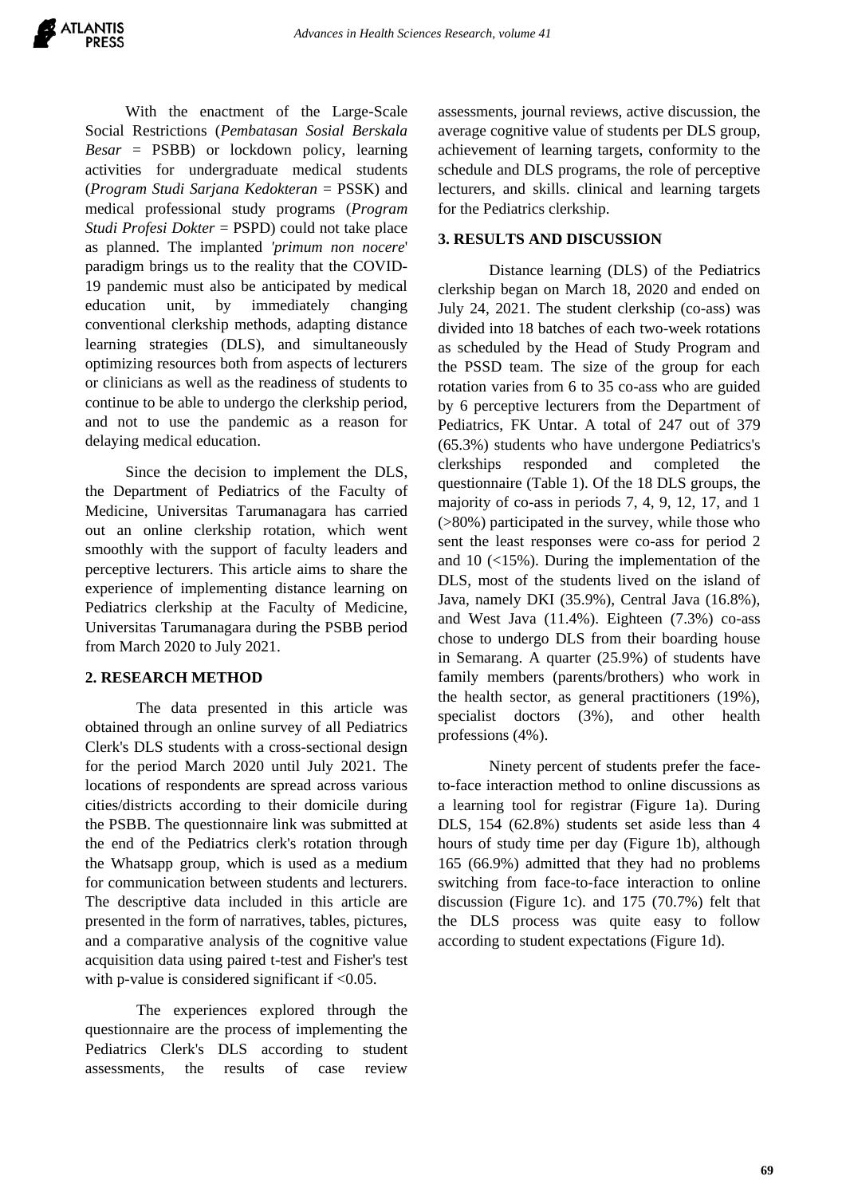With the enactment of the Large-Scale Social Restrictions (*Pembatasan Sosial Berskala Besar* = PSBB) or lockdown policy, learning activities for undergraduate medical students (*Program Studi Sarjana Kedokteran* = PSSK) and medical professional study programs (*Program Studi Profesi Dokter* = PSPD) could not take place as planned. The implanted *'primum non nocere'* paradigm brings us to the reality that the COVID-19 pandemic must also be anticipated by medical education unit, by immediately changing conventional clerkship methods, adapting distance learning strategies (DLS), and simultaneously optimizing resources both from aspects of lecturers or clinicians as well as the readiness of students to continue to be able to undergo the clerkship period, and not to use the pandemic as a reason for delaying medical education.

Since the decision to implement the DLS, the Department of Pediatrics of the Faculty of Medicine, Universitas Tarumanagara has carried out an online clerkship rotation, which went smoothly with the support of faculty leaders and perceptive lecturers. This article aims to share the experience of implementing distance learning on Pediatrics clerkship at the Faculty of Medicine, Universitas Tarumanagara during the PSBB period from March 2020 to July 2021.

## 2. RESEARCH METHOD

The data presented in this article was obtained through an online survey of all Pediatrics Clerk's DLS students with a cross-sectional design for the period March 2020 until July 2021. The locations of respondents are spread across various cities/districts according to their domicile during the PSBB. The questionnaire link was submitted at the end of the Pediatrics clerk's rotation through the Whatsapp group, which is used as a medium for communication between students and lecturers. The descriptive data included in this article are presented in the form of narratives, tables, pictures, and a comparative analysis of the cognitive value acquisition data using paired t-test and Fisher's test with p-value is considered significant if <0.05.

The experiences explored through the questionnaire are the process of implementing the Pediatrics Clerk's DLS according to student assessments, the results of case review assessments, journal reviews, active discussion, the average cognitive value of students per DLS group, achievement of learning targets, conformity to the schedule and DLS programs, the role of perceptive lecturers, and skills. clinical and learning targets for the Pediatrics clerkship.

## 3. RESULTS AND DISCUSSION

Distance learning (DLS) of the Pediatrics clerkship began on March 18, 2020 and ended on July 24, 2021. The student clerkship (co-ass) was divided into 18 batches of each two-week rotations as scheduled by the Head of Study Program and the PSSD team. The size of the group for each rotation varies from 6 to 35 co-ass who are guided by 6 perceptive lecturers from the Department of Pediatrics, FK Untar. A total of 247 out of 379 (65.3%) students who have undergone Pediatrics's clerkships responded and completed the questionnaire (Table 1). Of the 18 DLS groups, the majority of co-ass in periods 7, 4, 9, 12, 17, and 1 (>80%) participated in the survey, while those who sent the least responses were co-ass for period 2 and 10 (<15%). During the implementation of the DLS, most of the students lived on the island of Java, namely DKI (35.9%), Central Java (16.8%), and West Java (11.4%). Eighteen (7.3%) co-ass chose to undergo DLS from their boarding house in Semarang. A quarter (25.9%) of students have family members (parents/brothers) who work in the health sector, as general practitioners (19%), specialist doctors (3%), and other health professions (4%).

Ninety percent of students prefer the face-to-face interaction method to online discussions as a learning tool for registrar (Figure 1a). During DLS, 154 (62.8%) students set aside less than 4 hours of study time per day (Figure 1b), although 165 (66.9%) admitted that they had no problems switching from face-to-face interaction to online discussion (Figure 1c). and 175 (70.7%) felt that the DLS process was quite easy to follow according to student expectations (Figure 1d).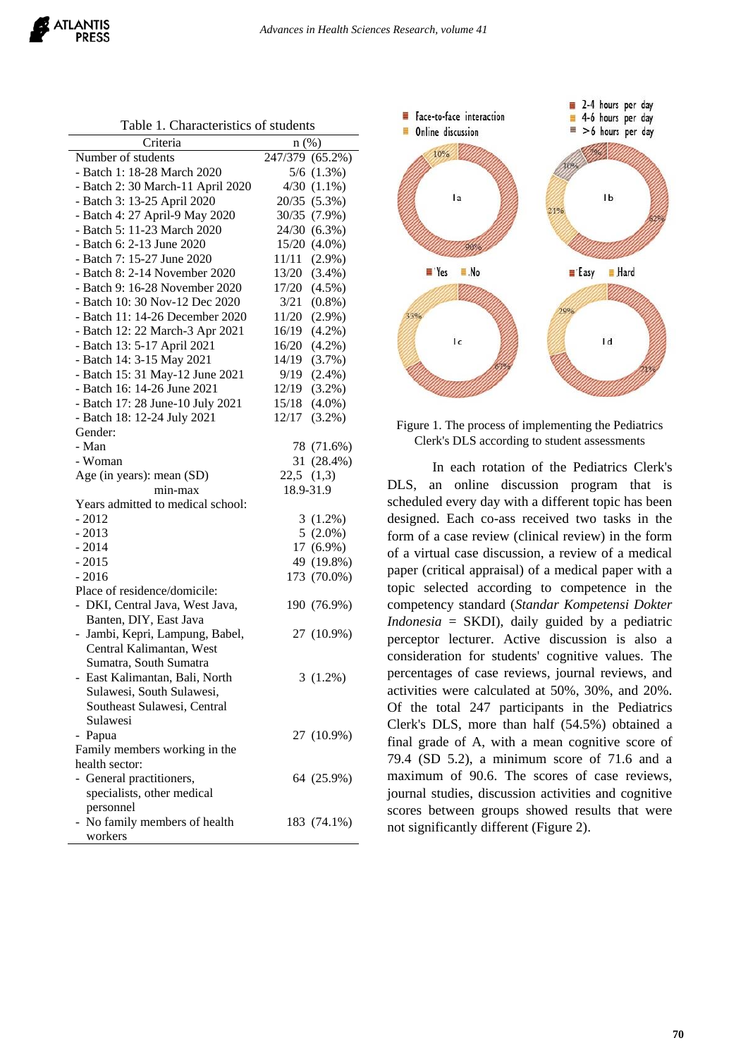Table 1. Characteristics of students

| Criteria | n (%) |
|---|---|
| Number of students | 247/379 (65.2%) |
| - Batch 1: 18-28 March 2020 | 5/6 (1.3%) |
| - Batch 2: 30 March-11 April 2020 | 4/30 (1.1%) |
| - Batch 3: 13-25 April 2020 | 20/35 (5.3%) |
| - Batch 4: 27 April-9 May 2020 | 30/35 (7.9%) |
| - Batch 5: 11-23 March 2020 | 24/30 (6.3%) |
| - Batch 6: 2-13 June 2020 | 15/20 (4.0%) |
| - Batch 7: 15-27 June 2020 | 11/11 (2.9%) |
| - Batch 8: 2-14 November 2020 | 13/20 (3.4%) |
| - Batch 9: 16-28 November 2020 | 17/20 (4.5%) |
| - Batch 10: 30 Nov-12 Dec 2020 | 3/21 (0.8%) |
| - Batch 11: 14-26 December 2020 | 11/20 (2.9%) |
| - Batch 12: 22 March-3 Apr 2021 | 16/19 (4.2%) |
| - Batch 13: 5-17 April 2021 | 16/20 (4.2%) |
| - Batch 14: 3-15 May 2021 | 14/19 (3.7%) |
| - Batch 15: 31 May-12 June 2021 | 9/19 (2.4%) |
| - Batch 16: 14-26 June 2021 | 12/19 (3.2%) |
| - Batch 17: 28 June-10 July 2021 | 15/18 (4.0%) |
| - Batch 18: 12-24 July 2021 | 12/17 (3.2%) |
| Gender: | |
| - Man | 78 (71.6%) |
| - Woman | 31 (28.4%) |
| Age (in years): mean (SD) | 22,5 (1,3) |
| min-max | 18.9-31.9 |
| Years admitted to medical school: | |
| - 2012 | 3 (1.2%) |
| - 2013 | 5 (2.0%) |
| - 2014 | 17 (6.9%) |
| - 2015 | 49 (19.8%) |
| - 2016 | 173 (70.0%) |
| Place of residence/domicile: | |
| - DKI, Central Java, West Java, Banten, DIY, East Java | 190 (76.9%) |
| - Jambi, Kepri, Lampung, Babel, Central Kalimantan, West Sumatra, South Sumatra | 27 (10.9%) |
| - East Kalimantan, Bali, North Sulawesi, South Sulawesi, Southeast Sulawesi, Central Sulawesi | 3 (1.2%) |
| - Papua | 27 (10.9%) |
| Family members working in the health sector: | |
| - General practitioners, specialists, other medical personnel | 64 (25.9%) |
| - No family members of health workers | 183 (74.1%) |

Face-to-face interaction
Online discussion
10%
Ia
90%

2-4 hours per day
4-6 hours per day
>6 hours per day
7%
10%
Ib
21%
62%

Yes No
33%
Ic
67%

Easy Hard
29%
Id
71%

Figure 1. The process of implementing the Pediatrics Clerk's DLS according to student assessments

In each rotation of the Pediatrics Clerk's DLS, an online discussion program that is scheduled every day with a different topic has been designed. Each co-ass received two tasks in the form of a case review (clinical review) in the form of a virtual case discussion, a review of a medical paper (critical appraisal) of a medical paper with a topic selected according to competence in the competency standard (*Standar Kompetensi Dokter Indonesia* = SKDI), daily guided by a pediatric perceptor lecturer. Active discussion is also a consideration for students' cognitive values. The percentages of case reviews, journal reviews, and activities were calculated at 50%, 30%, and 20%. Of the total 247 participants in the Pediatrics Clerk's DLS, more than half (54.5%) obtained a final grade of A, with a mean cognitive score of 79.4 (SD 5.2), a minimum score of 71.6 and a maximum of 90.6. The scores of case reviews, journal studies, discussion activities and cognitive scores between groups showed results that were not significantly different (Figure 2).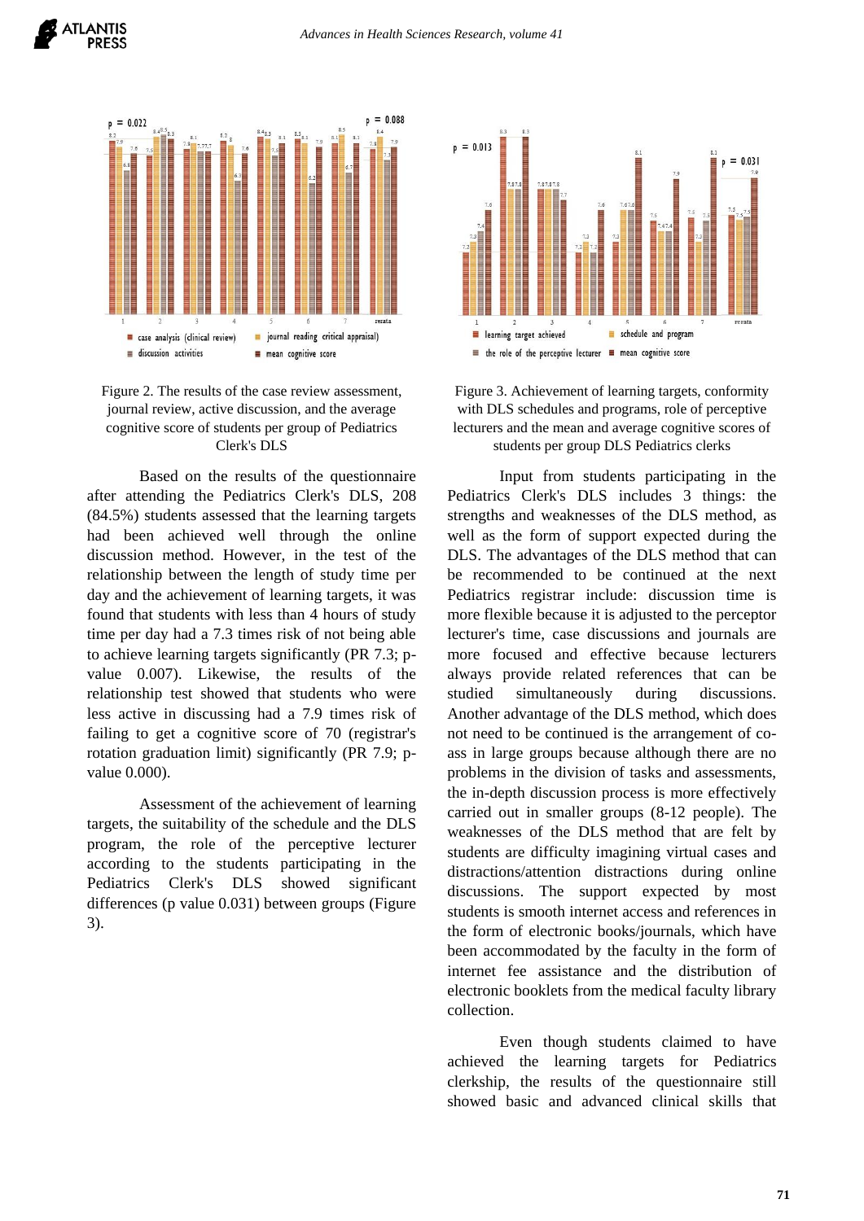p = 0.022

p = 0.088

8.2 7.9 6.8 7.6 7.5 8.4 8.5 8.3 7.8 8.1 7.7 7.7 8.2 8 6.3 7.6 8.4 8.3 7.5 8.1 8.3 8.1 6.2 7.9 8.1 8.5 6.7 8.1 7.9 8.4 7.3 7.9

1 2 3 4 5 6 7 rerata

case analysis (clinical review)
journal reading critical appraisal)
discussion activities
mean cognitive score

Figure 2. The results of the case review assessment, journal review, active discussion, and the average cognitive score of students per group of Pediatrics Clerk's DLS

p = 0.013

p = 0.031

7.2 7.3 7.4 7.6 8.3 7.8 7.8 8.3 7.8 7.8 7.8 7.7 7.2 7.3 7.2 7.6 7.3 7.6 7.6 8.1 7.5 7.4 7.4 7.9 7.5 7.3 7.5 8.1 7.5 7.5 7.5 7.9

1 2 3 4 5 6 7 rerata

learning target achieved
schedule and program
the role of the perceptive lecturer
mean cognitive score

Figure 3. Achievement of learning targets, conformity with DLS schedules and programs, role of perceptive lecturers and the mean and average cognitive scores of students per group DLS Pediatrics clerks

Based on the results of the questionnaire after attending the Pediatrics Clerk's DLS, 208 (84.5%) students assessed that the learning targets had been achieved well through the online discussion method. However, in the test of the relationship between the length of study time per day and the achievement of learning targets, it was found that students with less than 4 hours of study time per day had a 7.3 times risk of not being able to achieve learning targets significantly (PR 7.3; p-value 0.007). Likewise, the results of the relationship test showed that students who were less active in discussing had a 7.9 times risk of failing to get a cognitive score of 70 (registrar's rotation graduation limit) significantly (PR 7.9; p-value 0.000).

Assessment of the achievement of learning targets, the suitability of the schedule and the DLS program, the role of the perceptive lecturer according to the students participating in the Pediatrics Clerk's DLS showed significant differences (p value 0.031) between groups (Figure 3).

Input from students participating in the Pediatrics Clerk's DLS includes 3 things: the strengths and weaknesses of the DLS method, as well as the form of support expected during the DLS. The advantages of the DLS method that can be recommended to be continued at the next Pediatrics registrar include: discussion time is more flexible because it is adjusted to the perceptor lecturer's time, case discussions and journals are more focused and effective because lecturers always provide related references that can be studied simultaneously during discussions. Another advantage of the DLS method, which does not need to be continued is the arrangement of co-ass in large groups because although there are no problems in the division of tasks and assessments, the in-depth discussion process is more effectively carried out in smaller groups (8-12 people). The weaknesses of the DLS method that are felt by students are difficulty imagining virtual cases and distractions/attention distractions during online discussions. The support expected by most students is smooth internet access and references in the form of electronic books/journals, which have been accommodated by the faculty in the form of internet fee assistance and the distribution of electronic booklets from the medical faculty library collection.

Even though students claimed to have achieved the learning targets for Pediatrics clerkship, the results of the questionnaire still showed basic and advanced clinical skills that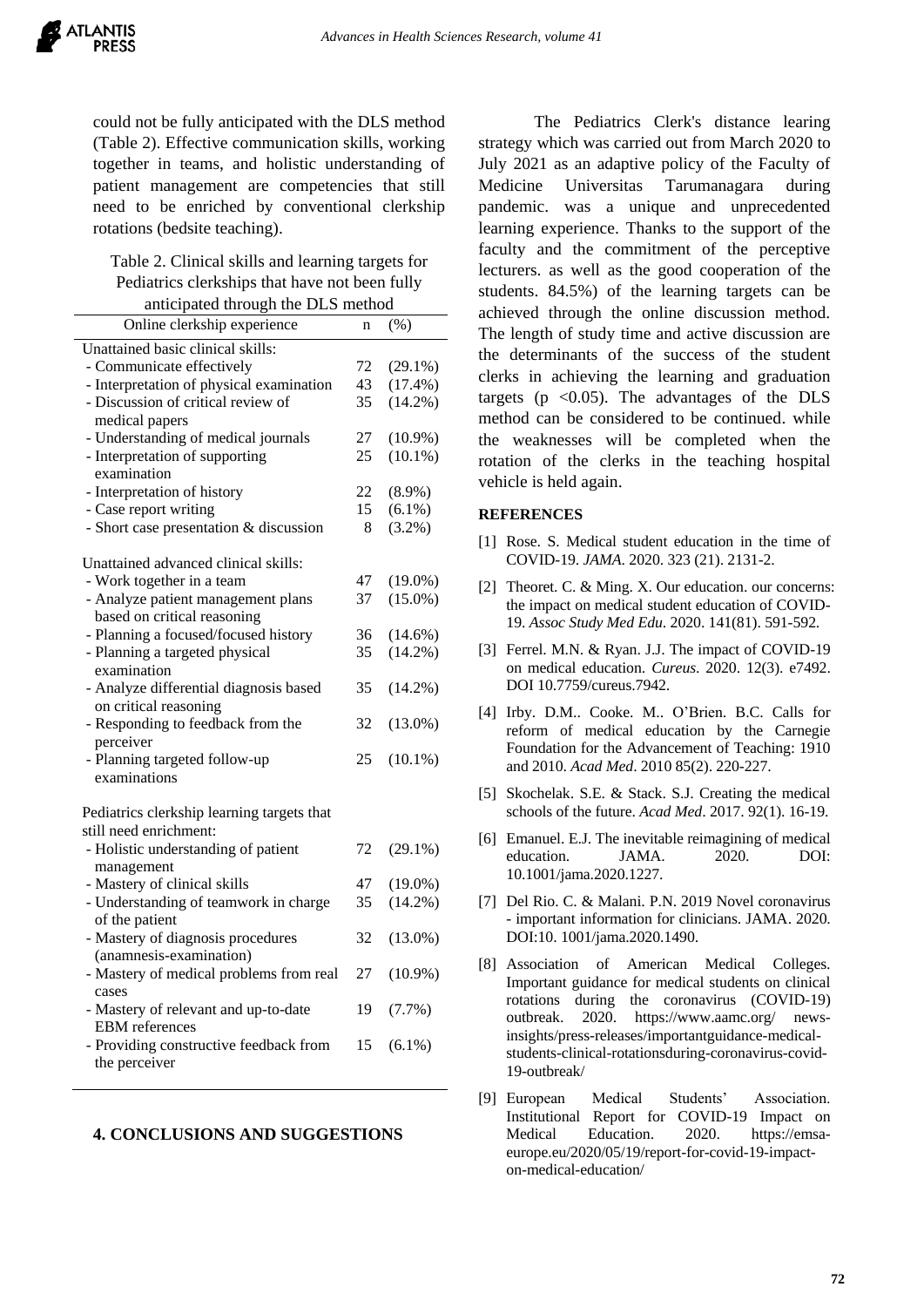could not be fully anticipated with the DLS method (Table 2). Effective communication skills, working together in teams, and holistic understanding of patient management are competencies that still need to be enriched by conventional clerkship rotations (bedsite teaching).

Table 2. Clinical skills and learning targets for Pediatrics clerkships that have not been fully anticipated through the DLS method

| Online clerkship experience | n | (%) |
|---|---|---|
| Unattained basic clinical skills: | | |
| - Communicate effectively | 72 | (29.1%) |
| - Interpretation of physical examination | 43 | (17.4%) |
| - Discussion of critical review of medical papers | 35 | (14.2%) |
| - Understanding of medical journals | 27 | (10.9%) |
| - Interpretation of supporting examination | 25 | (10.1%) |
| - Interpretation of history | 22 | (8.9%) |
| - Case report writing | 15 | (6.1%) |
| - Short case presentation & discussion | 8 | (3.2%) |
| Unattained advanced clinical skills: | | |
| - Work together in a team | 47 | (19.0%) |
| - Analyze patient management plans based on critical reasoning | 37 | (15.0%) |
| - Planning a focused/focused history | 36 | (14.6%) |
| - Planning a targeted physical examination | 35 | (14.2%) |
| - Analyze differential diagnosis based on critical reasoning | 35 | (14.2%) |
| - Responding to feedback from the perceiver | 32 | (13.0%) |
| - Planning targeted follow-up examinations | 25 | (10.1%) |
| Pediatrics clerkship learning targets that still need enrichment: | | |
| - Holistic understanding of patient management | 72 | (29.1%) |
| - Mastery of clinical skills | 47 | (19.0%) |
| - Understanding of teamwork in charge of the patient | 35 | (14.2%) |
| - Mastery of diagnosis procedures (anamnesis-examination) | 32 | (13.0%) |
| - Mastery of medical problems from real cases | 27 | (10.9%) |
| - Mastery of relevant and up-to-date EBM references | 19 | (7.7%) |
| - Providing constructive feedback from the perceiver | 15 | (6.1%) |

## 4. CONCLUSIONS AND SUGGESTIONS

The Pediatrics Clerk's distance learing strategy which was carried out from March 2020 to July 2021 as an adaptive policy of the Faculty of Medicine Universitas Tarumanagara during pandemic. was a unique and unprecedented learning experience. Thanks to the support of the faculty and the commitment of the perceptive lecturers. as well as the good cooperation of the students. 84.5%) of the learning targets can be achieved through the online discussion method. The length of study time and active discussion are the determinants of the success of the student clerks in achieving the learning and graduation targets ($p < 0.05$). The advantages of the DLS method can be considered to be continued. while the weaknesses will be completed when the rotation of the clerks in the teaching hospital vehicle is held again.

## REFERENCES

[1] Rose. S. Medical student education in the time of COVID-19. *JAMA*. 2020. 323 (21). 2131-2.

[2] Theoret. C. & Ming. X. Our education. our concerns: the impact on medical student education of COVID-19. *Assoc Study Med Edu*. 2020. 141(81). 591-592.

[3] Ferrel. M.N. & Ryan. J.J. The impact of COVID-19 on medical education. *Cureus*. 2020. 12(3). e7492. DOI 10.7759/cureus.7942.

[4] Irby. D.M.. Cooke. M.. O'Brien. B.C. Calls for reform of medical education by the Carnegie Foundation for the Advancement of Teaching: 1910 and 2010. *Acad Med*. 2010 85(2). 220-227.

[5] Skochelak. S.E. & Stack. S.J. Creating the medical schools of the future. *Acad Med*. 2017. 92(1). 16-19.

[6] Emanuel. E.J. The inevitable reimagining of medical education. JAMA. 2020. DOI: 10.1001/jama.2020.1227.

[7] Del Rio. C. & Malani. P.N. 2019 Novel coronavirus - important information for clinicians. JAMA. 2020. DOI:10. 1001/jama.2020.1490.

[8] Association of American Medical Colleges. Important guidance for medical students on clinical rotations during the coronavirus (COVID-19) outbreak. 2020. https://www.aamc.org/ news-insights/press-releases/importantguidance-medical-students-clinical-rotationsduring-coronavirus-covid-19-outbreak/

[9] European Medical Students' Association. Institutional Report for COVID-19 Impact on Medical Education. 2020. https://emsa-europe.eu/2020/05/19/report-for-covid-19-impact-on-medical-education/